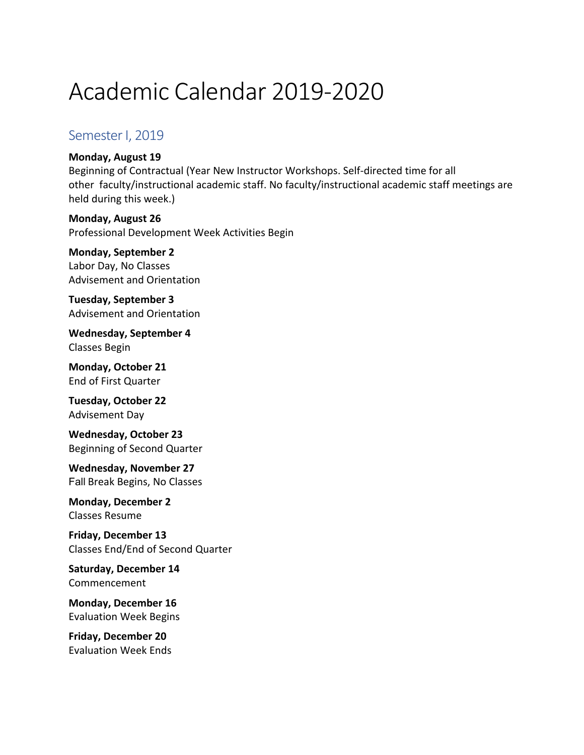# Academic Calendar 2019-2020

## Semester I, 2019

**Monday, August 19**
Beginning of Contractual (Year New Instructor Workshops. Self-directed time for all other faculty/instructional academic staff. No faculty/instructional academic staff meetings are held during this week.)

**Monday, August 26**
Professional Development Week Activities Begin

**Monday, September 2**
Labor Day, No Classes
Advisement and Orientation

**Tuesday, September 3**
Advisement and Orientation

**Wednesday, September 4**
Classes Begin

**Monday, October 21**
End of First Quarter

**Tuesday, October 22**
Advisement Day

**Wednesday, October 23**
Beginning of Second Quarter

**Wednesday, November 27**
Fall Break Begins, No Classes

**Monday, December 2**
Classes Resume

**Friday, December 13**
Classes End/End of Second Quarter

**Saturday, December 14**
Commencement

**Monday, December 16**
Evaluation Week Begins

**Friday, December 20**
Evaluation Week Ends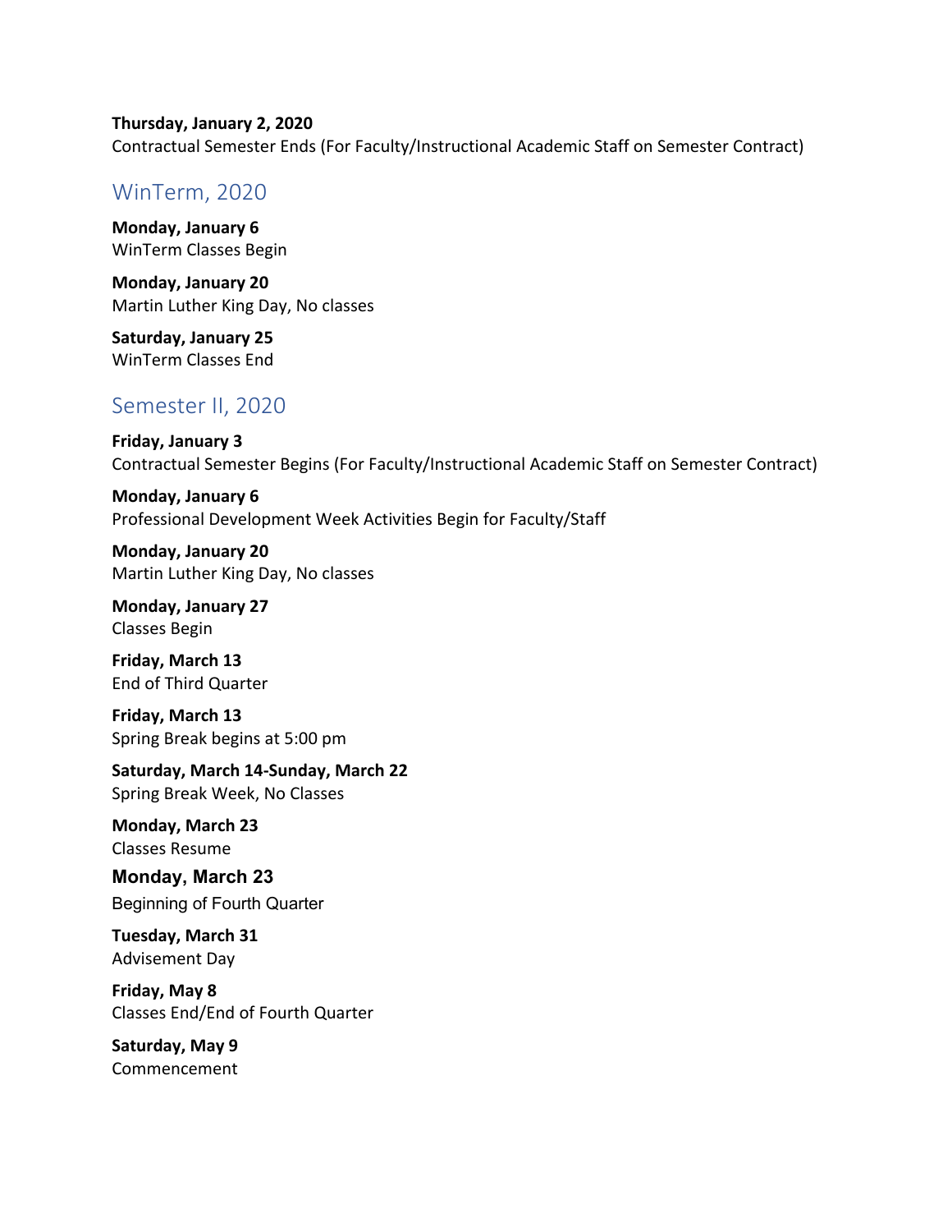**Thursday, January 2, 2020**
Contractual Semester Ends (For Faculty/Instructional Academic Staff on Semester Contract)

## WinTerm, 2020

**Monday, January 6**
WinTerm Classes Begin

**Monday, January 20**
Martin Luther King Day, No classes

**Saturday, January 25**
WinTerm Classes End

## Semester II, 2020

**Friday, January 3**
Contractual Semester Begins (For Faculty/Instructional Academic Staff on Semester Contract)

**Monday, January 6**
Professional Development Week Activities Begin for Faculty/Staff

**Monday, January 20**
Martin Luther King Day, No classes

**Monday, January 27**
Classes Begin

**Friday, March 13**
End of Third Quarter

**Friday, March 13**
Spring Break begins at 5:00 pm

**Saturday, March 14-Sunday, March 22**
Spring Break Week, No Classes

**Monday, March 23**
Classes Resume

**Monday, March 23**
Beginning of Fourth Quarter

**Tuesday, March 31**
Advisement Day

**Friday, May 8**
Classes End/End of Fourth Quarter

**Saturday, May 9**
Commencement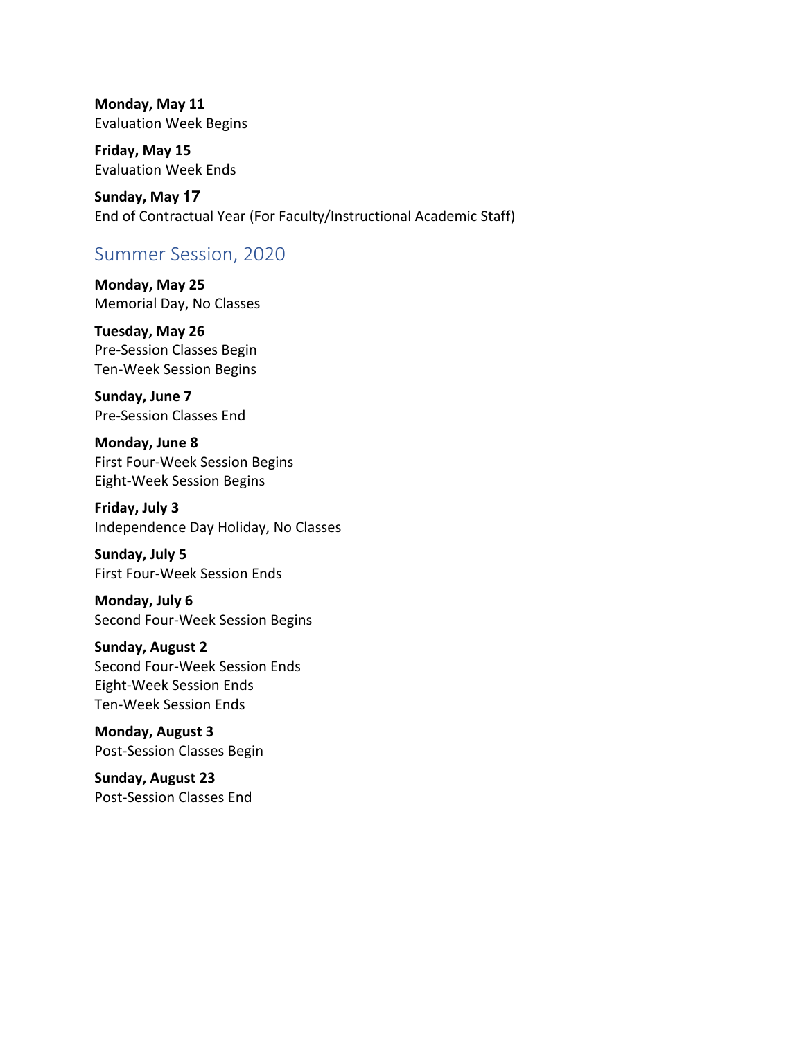**Monday, May 11**
Evaluation Week Begins

**Friday, May 15**
Evaluation Week Ends

**Sunday, May 17**
End of Contractual Year (For Faculty/Instructional Academic Staff)

## Summer Session, 2020

**Monday, May 25**
Memorial Day, No Classes

**Tuesday, May 26**
Pre-Session Classes Begin
Ten-Week Session Begins

**Sunday, June 7**
Pre-Session Classes End

**Monday, June 8**
First Four-Week Session Begins
Eight-Week Session Begins

**Friday, July 3**
Independence Day Holiday, No Classes

**Sunday, July 5**
First Four-Week Session Ends

**Monday, July 6**
Second Four-Week Session Begins

**Sunday, August 2**
Second Four-Week Session Ends
Eight-Week Session Ends
Ten-Week Session Ends

**Monday, August 3**
Post-Session Classes Begin

**Sunday, August 23**
Post-Session Classes End